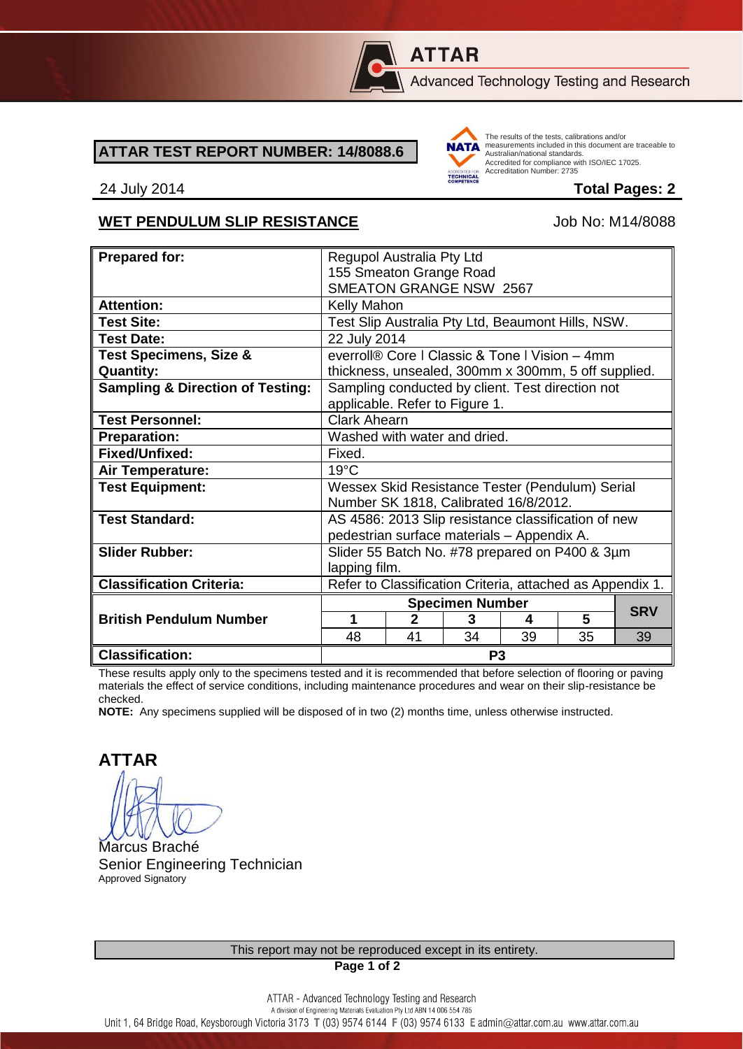**ATTAR**

Advanced Technology Testing and Research

## ATTAR TEST REPORT NUMBER: 14/8088.6

The results of the tests, calibrations and/or measurements included in this document are traceable to Australian/national standards. Accredited for compliance with ISO/IEC 17025. Accreditation Number: 2735

24 July 2014 **Total Pages: 2**

### WET PENDULUM SLIP RESISTANCE

Job No: M14/8088

| **Prepared for:** | Regupol Australia Pty Ltd<br>155 Smeaton Grange Road<br>SMEATON GRANGE NSW 2567 | | | | | |
|---|---|---|---|---|---|---|
| **Attention:** | Kelly Mahon | | | | | |
| **Test Site:** | Test Slip Australia Pty Ltd, Beaumont Hills, NSW. | | | | | |
| **Test Date:** | 22 July 2014 | | | | | |
| **Test Specimens, Size & Quantity:** | everroll® Core I Classic & Tone I Vision – 4mm thickness, unsealed, 300mm x 300mm, 5 off supplied. | | | | | |
| **Sampling & Direction of Testing:** | Sampling conducted by client. Test direction not applicable. Refer to Figure 1. | | | | | |
| **Test Personnel:** | Clark Ahearn | | | | | |
| **Preparation:** | Washed with water and dried. | | | | | |
| **Fixed/Unfixed:** | Fixed. | | | | | |
| **Air Temperature:** | 19°C | | | | | |
| **Test Equipment:** | Wessex Skid Resistance Tester (Pendulum) Serial Number SK 1818, Calibrated 16/8/2012. | | | | | |
| **Test Standard:** | AS 4586: 2013 Slip resistance classification of new pedestrian surface materials – Appendix A. | | | | | |
| **Slider Rubber:** | Slider 55 Batch No. #78 prepared on P400 & 3µm lapping film. | | | | | |
| **Classification Criteria:** | Refer to Classification Criteria, attached as Appendix 1. | | | | | |
| **British Pendulum Number** | **Specimen Number** | | | | | **SRV** |
| | **1** | **2** | **3** | **4** | **5** | |
| | 48 | 41 | 34 | 39 | 35 | 39 |
| **Classification:** | **P3** | | | | | |

These results apply only to the specimens tested and it is recommended that before selection of flooring or paving materials the effect of service conditions, including maintenance procedures and wear on their slip-resistance be checked.

**NOTE:** Any specimens supplied will be disposed of in two (2) months time, unless otherwise instructed.

**ATTAR**

Marcus Braché
Senior Engineering Technician
Approved Signatory

This report may not be reproduced except in its entirety.

ATTAR - Advanced Technology Testing and Research
A division of Engineering Materials Evaluation Pty Ltd ABN 14 006 554 785
Unit 1, 64 Bridge Road, Keysborough Victoria 3173 T (03) 9574 6144 F (03) 9574 6133 E admin@attar.com.au www.attar.com.au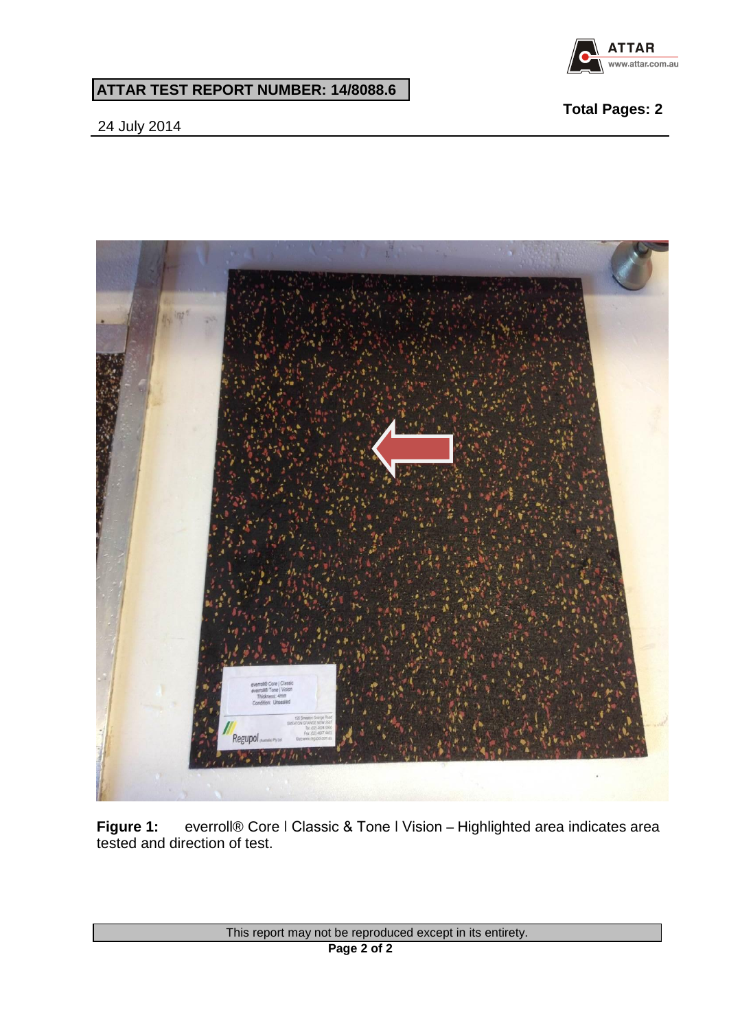**ATTAR TEST REPORT NUMBER: 14/8088.6**

**Total Pages: 2**

24 July 2014

**Figure 1:** everroll® Core I Classic & Tone I Vision – Highlighted area indicates area tested and direction of test.

This report may not be reproduced except in its entirety.